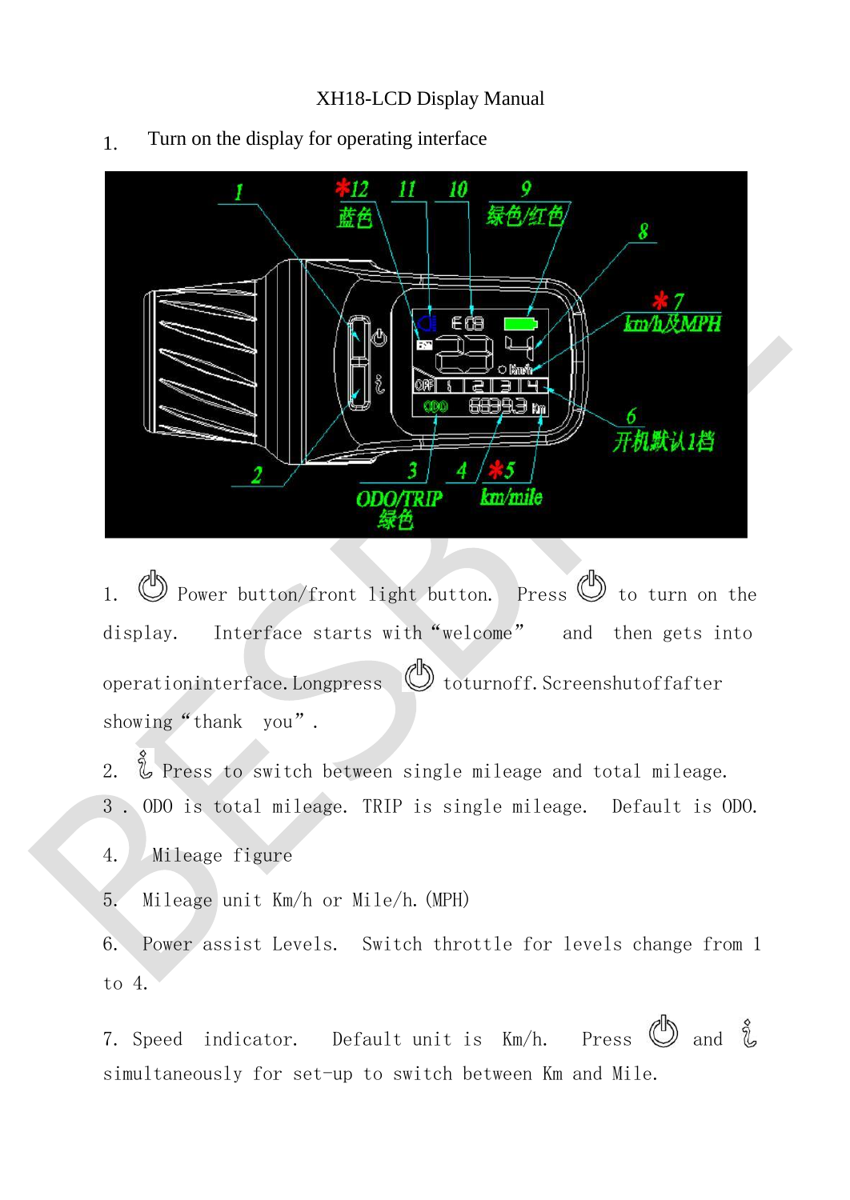XH18-LCD Display Manual

1. Turn on the display for operating interface

1. Power button/front light button. Press to turn on the display. Interface starts with "welcome" and then gets into operationinterface. Longpress toturnoff. Screenshutoffafter showing "thank you".

2. Press to switch between single mileage and total mileage.

3. ODO is total mileage. TRIP is single mileage. Default is ODO.

4. Mileage figure

5. Mileage unit Km/h or Mile/h. (MPH)

6. Power assist Levels. Switch throttle for levels change from 1 to 4.

7. Speed indicator. Default unit is Km/h. Press and simultaneously for set-up to switch between Km and Mile.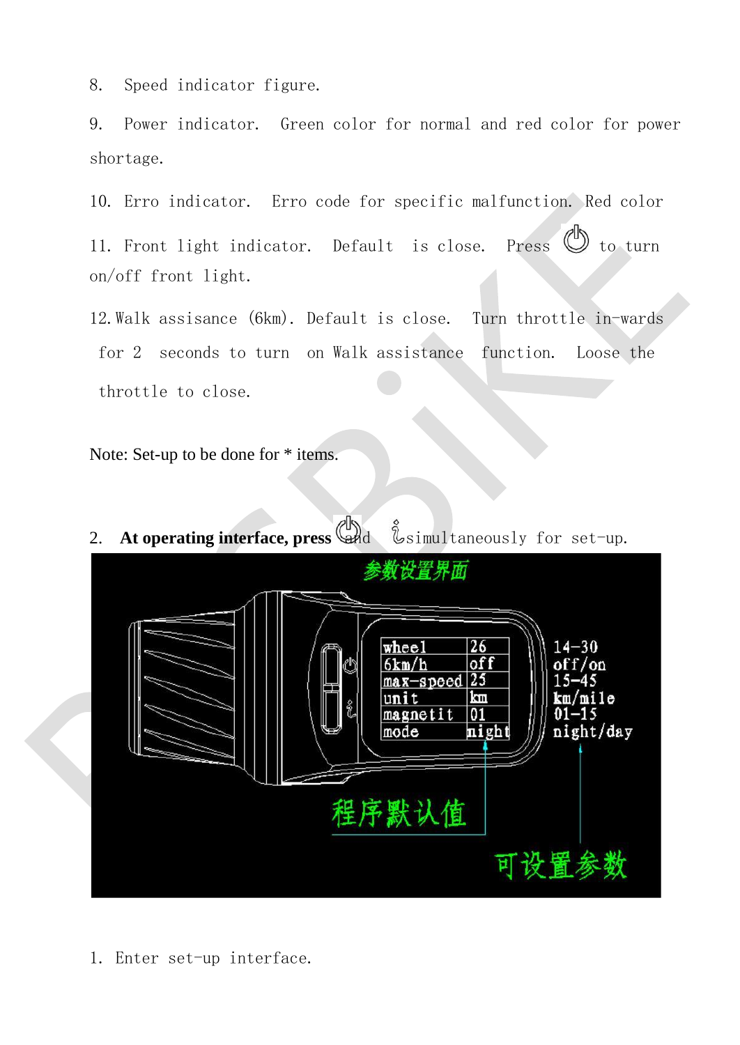8. Speed indicator figure.

9. Power indicator. Green color for normal and red color for power shortage.

10. Erro indicator. Erro code for specific malfunction. Red color

11. Front light indicator. Default is close. Press ⏻ to turn on/off front light.

12. Walk assisance (6km). Default is close. Turn throttle in-wards for 2 seconds to turn on Walk assistance function. Loose the throttle to close.

Note: Set-up to be done for * items.

2. **At operating interface, press** ⏻ and ℹ simultaneously for set-up.

参数设置界面

| wheel | 26 | 14-30 |
|---|---|---|
| 6km/h | off | off/on |
| max-speed | 25 | 15-45 |
| unit | km | km/mile |
| magnetit | 01 | 01-15 |
| mode | night | night/day |

程序默认值

可设置参数

1. Enter set-up interface.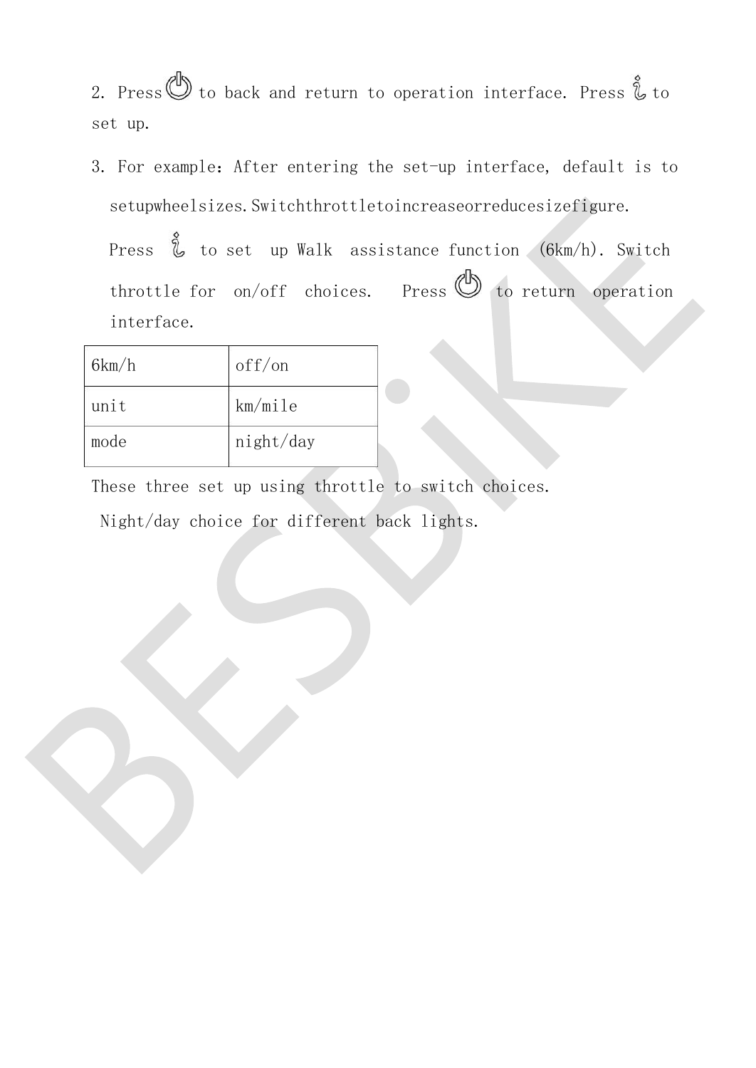2. Press ⏻ to back and return to operation interface. Press ℹ to set up.

3. For example: After entering the set-up interface, default is to setupwheelsizes.Switchthrottletoincreaseorreducesizefigure. Press ℹ to set up Walk assistance function (6km/h). Switch throttle for on/off choices. Press ⏻ to return operation interface.

| | |
|---|---|
| 6km/h | off/on |
| unit | km/mile |
| mode | night/day |

These three set up using throttle to switch choices.

Night/day choice for different back lights.